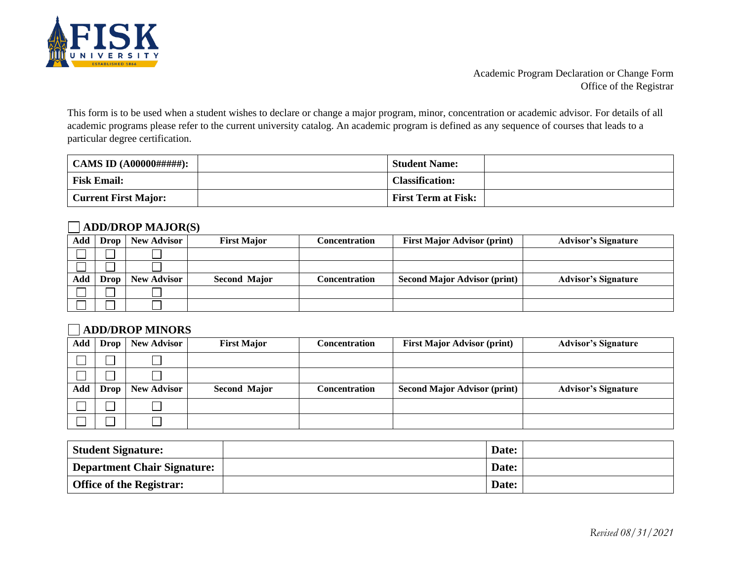FISK UNIVERSITY
ESTABLISHED 1866

Academic Program Declaration or Change Form
Office of the Registrar

This form is to be used when a student wishes to declare or change a major program, minor, concentration or academic advisor. For details of all academic programs please refer to the current university catalog. An academic program is defined as any sequence of courses that leads to a particular degree certification.

| **CAMS ID (A00000#####):** | | **Student Name:** | |
|---|---|---|---|
| **Fisk Email:** | | **Classification:** | |
| **Current First Major:** | | **First Term at Fisk:** | |

## ☐ ADD/DROP MAJOR(S)

| Add | Drop | New Advisor | First Major | Concentration | First Major Advisor (print) | Advisor's Signature |
|---|---|---|---|---|---|---|
| ☐ | ☐ | ☐ | | | | |
| ☐ | ☐ | ☐ | | | | |
| **Add** | **Drop** | **New Advisor** | **Second Major** | **Concentration** | **Second Major Advisor (print)** | **Advisor's Signature** |
| ☐ | ☐ | ☐ | | | | |
| ☐ | ☐ | ☐ | | | | |

## ☐ ADD/DROP MINORS

| Add | Drop | New Advisor | First Major | Concentration | First Major Advisor (print) | Advisor's Signature |
|---|---|---|---|---|---|---|
| ☐ | ☐ | ☐ | | | | |
| ☐ | ☐ | ☐ | | | | |
| **Add** | **Drop** | **New Advisor** | **Second Major** | **Concentration** | **Second Major Advisor (print)** | **Advisor's Signature** |
| ☐ | ☐ | ☐ | | | | |
| ☐ | ☐ | ☐ | | | | |

| **Student Signature:** | | **Date:** | |
|---|---|---|---|
| **Department Chair Signature:** | | **Date:** | |
| **Office of the Registrar:** | | **Date:** | |

*Revised 08/31/2021*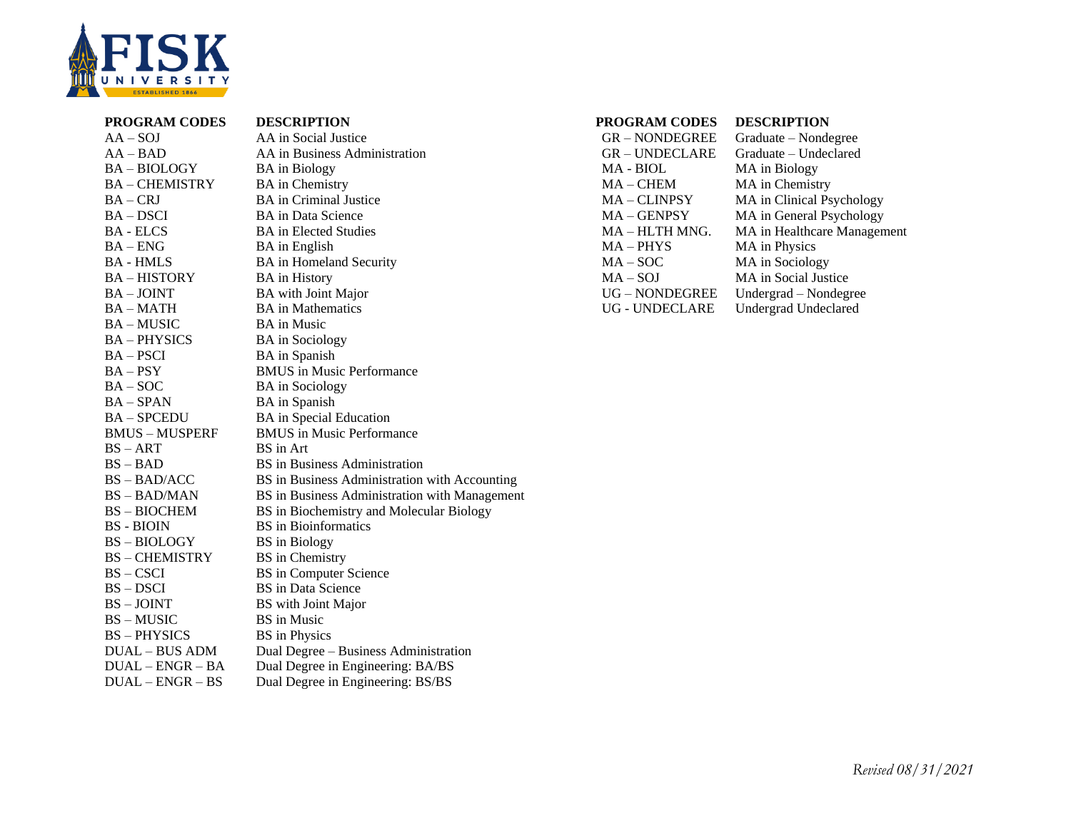| PROGRAM CODES | DESCRIPTION |
|---|---|
| AA – SOJ | AA in Social Justice |
| AA – BAD | AA in Business Administration |
| BA – BIOLOGY | BA in Biology |
| BA – CHEMISTRY | BA in Chemistry |
| BA – CRJ | BA in Criminal Justice |
| BA – DSCI | BA in Data Science |
| BA - ELCS | BA in Elected Studies |
| BA – ENG | BA in English |
| BA - HMLS | BA in Homeland Security |
| BA – HISTORY | BA in History |
| BA – JOINT | BA with Joint Major |
| BA – MATH | BA in Mathematics |
| BA – MUSIC | BA in Music |
| BA – PHYSICS | BA in Sociology |
| BA – PSCI | BA in Spanish |
| BA – PSY | BMUS in Music Performance |
| BA – SOC | BA in Sociology |
| BA – SPAN | BA in Spanish |
| BA – SPCEDU | BA in Special Education |
| BMUS – MUSPERF | BMUS in Music Performance |
| BS – ART | BS in Art |
| BS – BAD | BS in Business Administration |
| BS – BAD/ACC | BS in Business Administration with Accounting |
| BS – BAD/MAN | BS in Business Administration with Management |
| BS – BIOCHEM | BS in Biochemistry and Molecular Biology |
| BS - BIOIN | BS in Bioinformatics |
| BS – BIOLOGY | BS in Biology |
| BS – CHEMISTRY | BS in Chemistry |
| BS – CSCI | BS in Computer Science |
| BS – DSCI | BS in Data Science |
| BS – JOINT | BS with Joint Major |
| BS – MUSIC | BS in Music |
| BS – PHYSICS | BS in Physics |
| DUAL – BUS ADM | Dual Degree – Business Administration |
| DUAL – ENGR – BA | Dual Degree in Engineering: BA/BS |
| DUAL – ENGR – BS | Dual Degree in Engineering: BS/BS |

| PROGRAM CODES | DESCRIPTION |
|---|---|
| GR – NONDEGREE | Graduate – Nondegree |
| GR – UNDECLARE | Graduate – Undeclared |
| MA - BIOL | MA in Biology |
| MA – CHEM | MA in Chemistry |
| MA – CLINPSY | MA in Clinical Psychology |
| MA – GENPSY | MA in General Psychology |
| MA – HLTH MNG. | MA in Healthcare Management |
| MA – PHYS | MA in Physics |
| MA – SOC | MA in Sociology |
| MA – SOJ | MA in Social Justice |
| UG – NONDEGREE | Undergrad – Nondegree |
| UG - UNDECLARE | Undergrad Undeclared |

*Revised 08/31/2021*